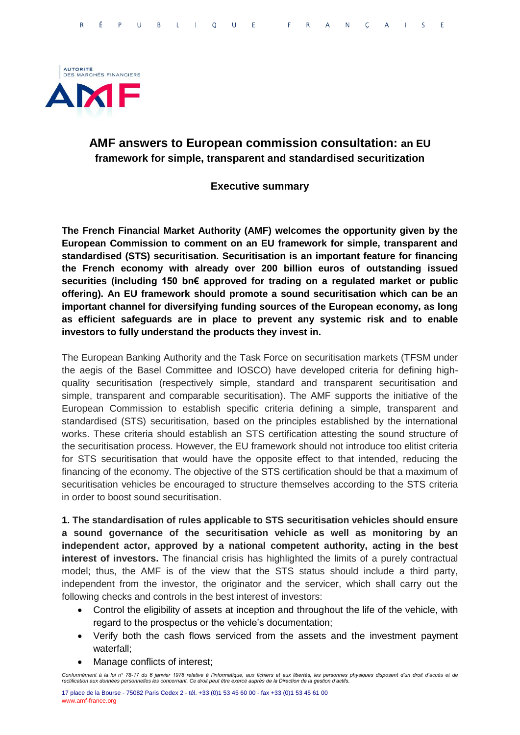# AMF answers to European commission consultation: an EU framework for simple, transparent and standardised securitization

## Executive summary

**The French Financial Market Authority (AMF) welcomes the opportunity given by the European Commission to comment on an EU framework for simple, transparent and standardised (STS) securitisation. Securitisation is an important feature for financing the French economy with already over 200 billion euros of outstanding issued securities (including 150 bn€ approved for trading on a regulated market or public offering). An EU framework should promote a sound securitisation which can be an important channel for diversifying funding sources of the European economy, as long as efficient safeguards are in place to prevent any systemic risk and to enable investors to fully understand the products they invest in.**

The European Banking Authority and the Task Force on securitisation markets (TFSM under the aegis of the Basel Committee and IOSCO) have developed criteria for defining high-quality securitisation (respectively simple, standard and transparent securitisation and simple, transparent and comparable securitisation). The AMF supports the initiative of the European Commission to establish specific criteria defining a simple, transparent and standardised (STS) securitisation, based on the principles established by the international works. These criteria should establish an STS certification attesting the sound structure of the securitisation process. However, the EU framework should not introduce too elitist criteria for STS securitisation that would have the opposite effect to that intended, reducing the financing of the economy. The objective of the STS certification should be that a maximum of securitisation vehicles be encouraged to structure themselves according to the STS criteria in order to boost sound securitisation.

**1. The standardisation of rules applicable to STS securitisation vehicles should ensure a sound governance of the securitisation vehicle as well as monitoring by an independent actor, approved by a national competent authority, acting in the best interest of investors.** The financial crisis has highlighted the limits of a purely contractual model; thus, the AMF is of the view that the STS status should include a third party, independent from the investor, the originator and the servicer, which shall carry out the following checks and controls in the best interest of investors:

- Control the eligibility of assets at inception and throughout the life of the vehicle, with regard to the prospectus or the vehicle's documentation;
- Verify both the cash flows serviced from the assets and the investment payment waterfall;
- Manage conflicts of interest;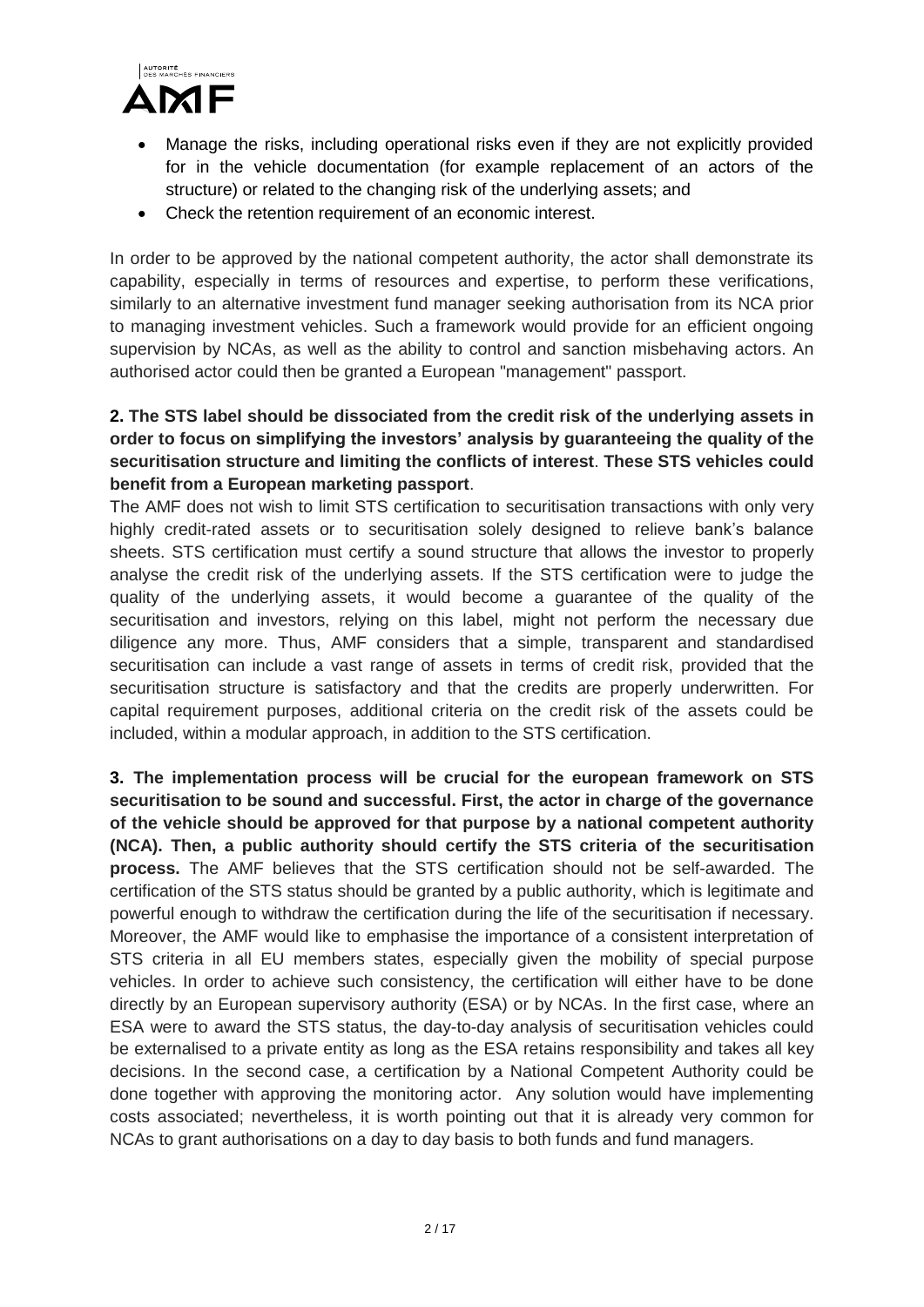- Manage the risks, including operational risks even if they are not explicitly provided for in the vehicle documentation (for example replacement of an actors of the structure) or related to the changing risk of the underlying assets; and
- Check the retention requirement of an economic interest.

In order to be approved by the national competent authority, the actor shall demonstrate its capability, especially in terms of resources and expertise, to perform these verifications, similarly to an alternative investment fund manager seeking authorisation from its NCA prior to managing investment vehicles. Such a framework would provide for an efficient ongoing supervision by NCAs, as well as the ability to control and sanction misbehaving actors. An authorised actor could then be granted a European "management" passport.

**2. The STS label should be dissociated from the credit risk of the underlying assets in order to focus on simplifying the investors' analysis by guaranteeing the quality of the securitisation structure and limiting the conflicts of interest**. **These STS vehicles could benefit from a European marketing passport**.

The AMF does not wish to limit STS certification to securitisation transactions with only very highly credit-rated assets or to securitisation solely designed to relieve bank's balance sheets. STS certification must certify a sound structure that allows the investor to properly analyse the credit risk of the underlying assets. If the STS certification were to judge the quality of the underlying assets, it would become a guarantee of the quality of the securitisation and investors, relying on this label, might not perform the necessary due diligence any more. Thus, AMF considers that a simple, transparent and standardised securitisation can include a vast range of assets in terms of credit risk, provided that the securitisation structure is satisfactory and that the credits are properly underwritten. For capital requirement purposes, additional criteria on the credit risk of the assets could be included, within a modular approach, in addition to the STS certification.

**3. The implementation process will be crucial for the european framework on STS securitisation to be sound and successful. First, the actor in charge of the governance of the vehicle should be approved for that purpose by a national competent authority (NCA). Then, a public authority should certify the STS criteria of the securitisation process.** The AMF believes that the STS certification should not be self-awarded. The certification of the STS status should be granted by a public authority, which is legitimate and powerful enough to withdraw the certification during the life of the securitisation if necessary. Moreover, the AMF would like to emphasise the importance of a consistent interpretation of STS criteria in all EU members states, especially given the mobility of special purpose vehicles. In order to achieve such consistency, the certification will either have to be done directly by an European supervisory authority (ESA) or by NCAs. In the first case, where an ESA were to award the STS status, the day-to-day analysis of securitisation vehicles could be externalised to a private entity as long as the ESA retains responsibility and takes all key decisions. In the second case, a certification by a National Competent Authority could be done together with approving the monitoring actor. Any solution would have implementing costs associated; nevertheless, it is worth pointing out that it is already very common for NCAs to grant authorisations on a day to day basis to both funds and fund managers.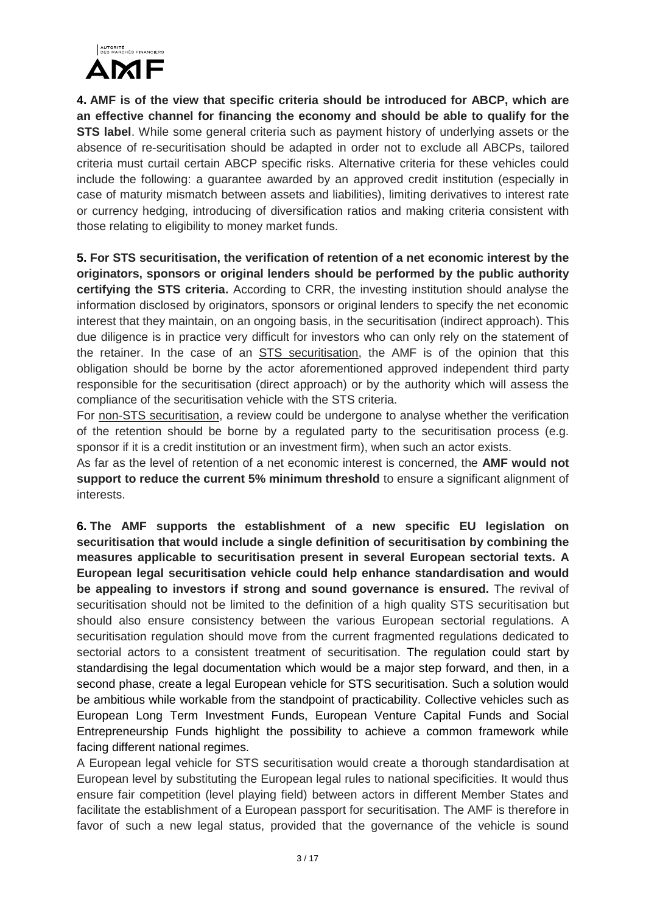**4. AMF is of the view that specific criteria should be introduced for ABCP, which are an effective channel for financing the economy and should be able to qualify for the STS label**. While some general criteria such as payment history of underlying assets or the absence of re-securitisation should be adapted in order not to exclude all ABCPs, tailored criteria must curtail certain ABCP specific risks. Alternative criteria for these vehicles could include the following: a guarantee awarded by an approved credit institution (especially in case of maturity mismatch between assets and liabilities), limiting derivatives to interest rate or currency hedging, introducing of diversification ratios and making criteria consistent with those relating to eligibility to money market funds.

**5. For STS securitisation, the verification of retention of a net economic interest by the originators, sponsors or original lenders should be performed by the public authority certifying the STS criteria.** According to CRR, the investing institution should analyse the information disclosed by originators, sponsors or original lenders to specify the net economic interest that they maintain, on an ongoing basis, in the securitisation (indirect approach). This due diligence is in practice very difficult for investors who can only rely on the statement of the retainer. In the case of an STS securitisation, the AMF is of the opinion that this obligation should be borne by the actor aforementioned approved independent third party responsible for the securitisation (direct approach) or by the authority which will assess the compliance of the securitisation vehicle with the STS criteria.

For non-STS securitisation, a review could be undergone to analyse whether the verification of the retention should be borne by a regulated party to the securitisation process (e.g. sponsor if it is a credit institution or an investment firm), when such an actor exists.

As far as the level of retention of a net economic interest is concerned, the **AMF would not support to reduce the current 5% minimum threshold** to ensure a significant alignment of interests.

**6. The AMF supports the establishment of a new specific EU legislation on securitisation that would include a single definition of securitisation by combining the measures applicable to securitisation present in several European sectorial texts. A European legal securitisation vehicle could help enhance standardisation and would be appealing to investors if strong and sound governance is ensured.** The revival of securitisation should not be limited to the definition of a high quality STS securitisation but should also ensure consistency between the various European sectorial regulations. A securitisation regulation should move from the current fragmented regulations dedicated to sectorial actors to a consistent treatment of securitisation. The regulation could start by standardising the legal documentation which would be a major step forward, and then, in a second phase, create a legal European vehicle for STS securitisation. Such a solution would be ambitious while workable from the standpoint of practicability. Collective vehicles such as European Long Term Investment Funds, European Venture Capital Funds and Social Entrepreneurship Funds highlight the possibility to achieve a common framework while facing different national regimes.

A European legal vehicle for STS securitisation would create a thorough standardisation at European level by substituting the European legal rules to national specificities. It would thus ensure fair competition (level playing field) between actors in different Member States and facilitate the establishment of a European passport for securitisation. The AMF is therefore in favor of such a new legal status, provided that the governance of the vehicle is sound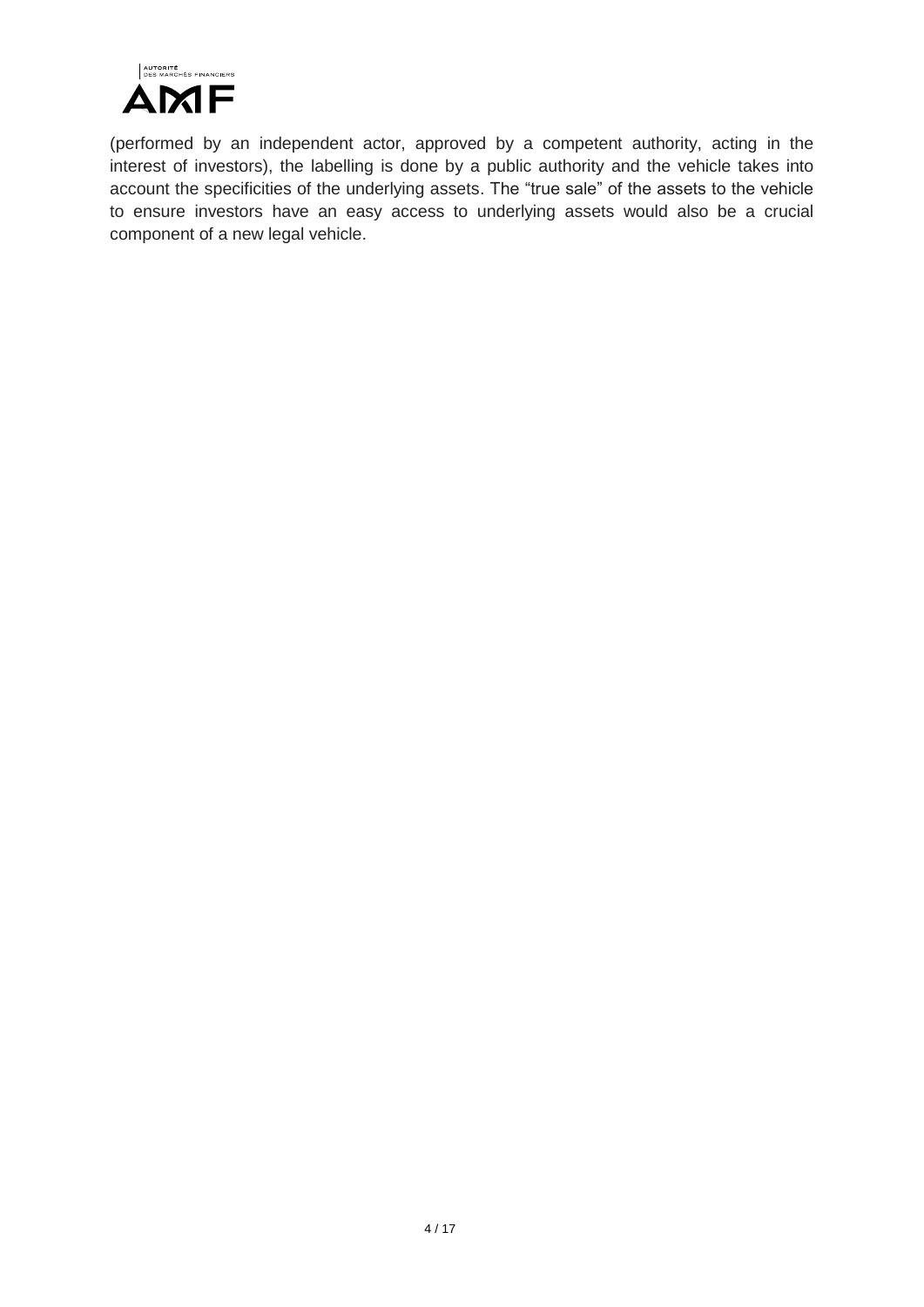(performed by an independent actor, approved by a competent authority, acting in the interest of investors), the labelling is done by a public authority and the vehicle takes into account the specificities of the underlying assets. The “true sale” of the assets to the vehicle to ensure investors have an easy access to underlying assets would also be a crucial component of a new legal vehicle.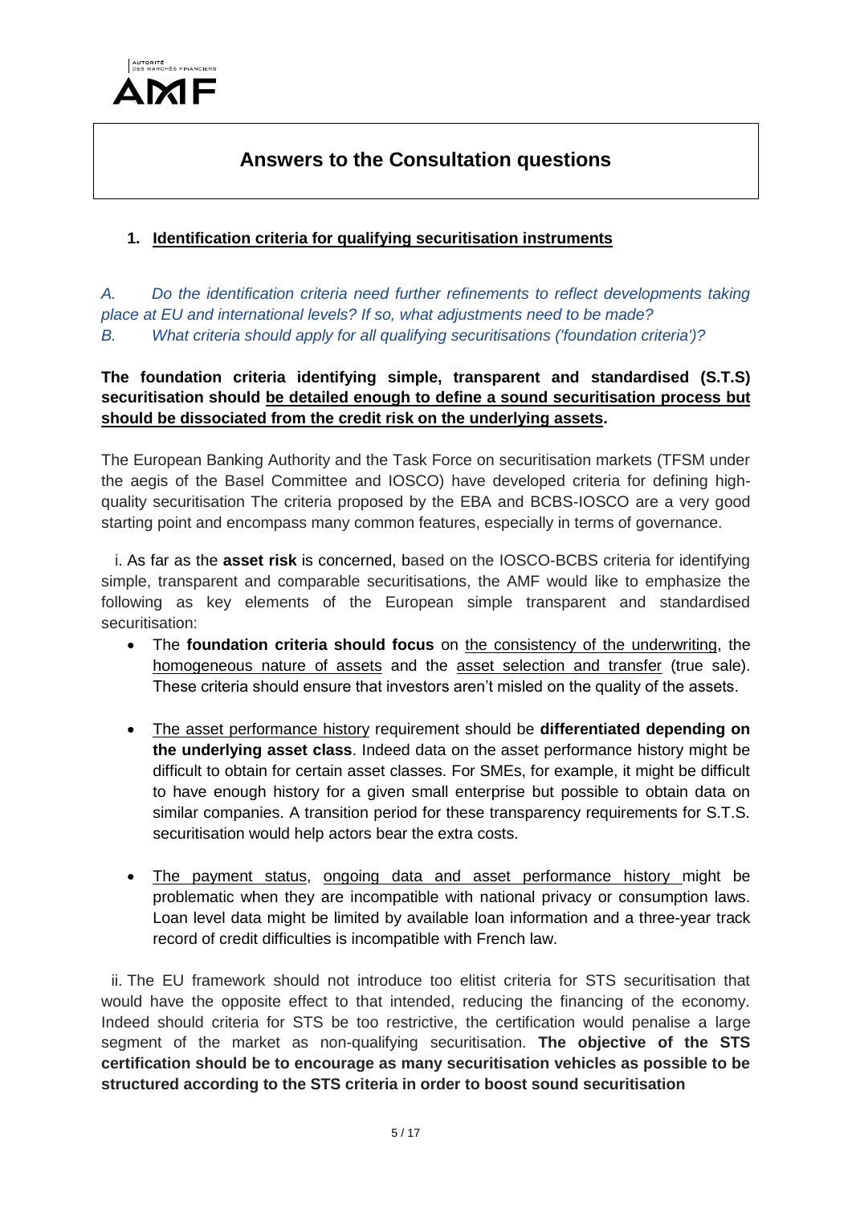# Answers to the Consultation questions

## 1. Identification criteria for qualifying securitisation instruments

*A. Do the identification criteria need further refinements to reflect developments taking place at EU and international levels? If so, what adjustments need to be made?*
*B. What criteria should apply for all qualifying securitisations ('foundation criteria')?*

**The foundation criteria identifying simple, transparent and standardised (S.T.S) securitisation should be detailed enough to define a sound securitisation process but should be dissociated from the credit risk on the underlying assets.**

The European Banking Authority and the Task Force on securitisation markets (TFSM under the aegis of the Basel Committee and IOSCO) have developed criteria for defining high-quality securitisation The criteria proposed by the EBA and BCBS-IOSCO are a very good starting point and encompass many common features, especially in terms of governance.

i. As far as the **asset risk** is concerned, based on the IOSCO-BCBS criteria for identifying simple, transparent and comparable securitisations, the AMF would like to emphasize the following as key elements of the European simple transparent and standardised securitisation:

- The **foundation criteria should focus** on the consistency of the underwriting, the homogeneous nature of assets and the asset selection and transfer (true sale). These criteria should ensure that investors aren't misled on the quality of the assets.
- The asset performance history requirement should be **differentiated depending on the underlying asset class**. Indeed data on the asset performance history might be difficult to obtain for certain asset classes. For SMEs, for example, it might be difficult to have enough history for a given small enterprise but possible to obtain data on similar companies. A transition period for these transparency requirements for S.T.S. securitisation would help actors bear the extra costs.
- The payment status, ongoing data and asset performance history might be problematic when they are incompatible with national privacy or consumption laws. Loan level data might be limited by available loan information and a three-year track record of credit difficulties is incompatible with French law.

ii. The EU framework should not introduce too elitist criteria for STS securitisation that would have the opposite effect to that intended, reducing the financing of the economy. Indeed should criteria for STS be too restrictive, the certification would penalise a large segment of the market as non-qualifying securitisation. **The objective of the STS certification should be to encourage as many securitisation vehicles as possible to be structured according to the STS criteria in order to boost sound securitisation**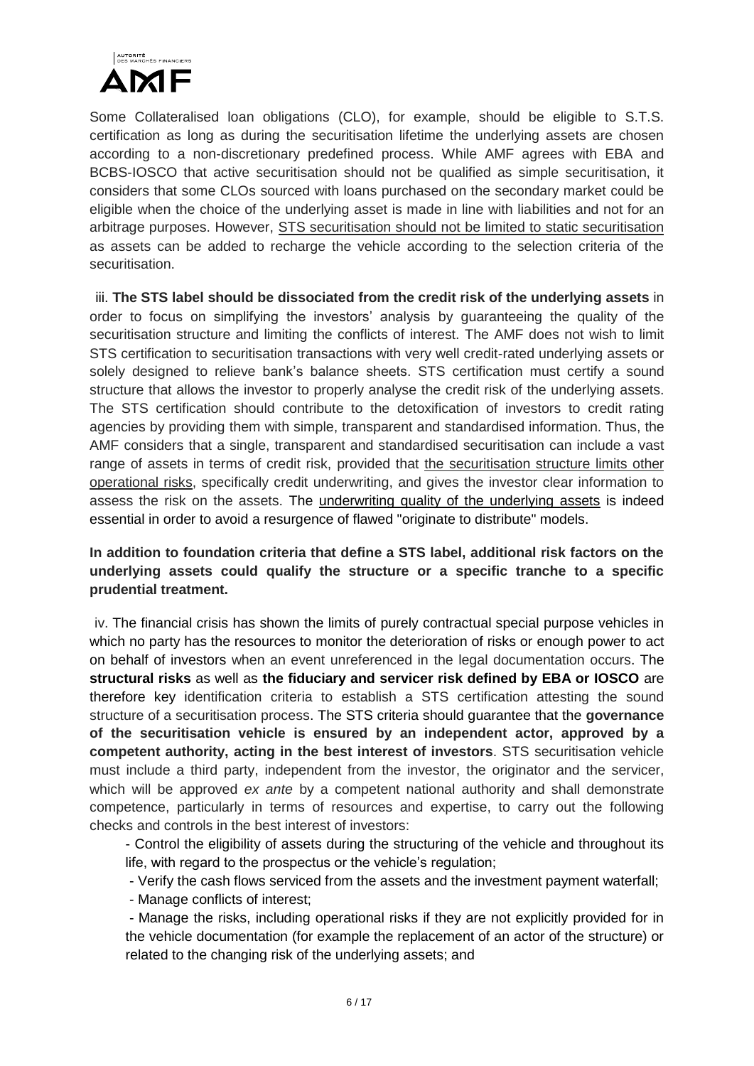Some Collateralised loan obligations (CLO), for example, should be eligible to S.T.S. certification as long as during the securitisation lifetime the underlying assets are chosen according to a non-discretionary predefined process. While AMF agrees with EBA and BCBS-IOSCO that active securitisation should not be qualified as simple securitisation, it considers that some CLOs sourced with loans purchased on the secondary market could be eligible when the choice of the underlying asset is made in line with liabilities and not for an arbitrage purposes. However, <u>STS securitisation should not be limited to static securitisation</u> as assets can be added to recharge the vehicle according to the selection criteria of the securitisation.

iii. **The STS label should be dissociated from the credit risk of the underlying assets** in order to focus on simplifying the investors' analysis by guaranteeing the quality of the securitisation structure and limiting the conflicts of interest. The AMF does not wish to limit STS certification to securitisation transactions with very well credit-rated underlying assets or solely designed to relieve bank's balance sheets. STS certification must certify a sound structure that allows the investor to properly analyse the credit risk of the underlying assets. The STS certification should contribute to the detoxification of investors to credit rating agencies by providing them with simple, transparent and standardised information. Thus, the AMF considers that a single, transparent and standardised securitisation can include a vast range of assets in terms of credit risk, provided that <u>the securitisation structure limits other operational risks</u>, specifically credit underwriting, and gives the investor clear information to assess the risk on the assets. The <u>underwriting quality of the underlying assets</u> is indeed essential in order to avoid a resurgence of flawed "originate to distribute" models.

**In addition to foundation criteria that define a STS label, additional risk factors on the underlying assets could qualify the structure or a specific tranche to a specific prudential treatment.**

iv. The financial crisis has shown the limits of purely contractual special purpose vehicles in which no party has the resources to monitor the deterioration of risks or enough power to act on behalf of investors when an event unreferenced in the legal documentation occurs. The **structural risks** as well as **the fiduciary and servicer risk defined by EBA or IOSCO** are therefore key identification criteria to establish a STS certification attesting the sound structure of a securitisation process. The STS criteria should guarantee that the **governance of the securitisation vehicle is ensured by an independent actor, approved by a competent authority, acting in the best interest of investors**. STS securitisation vehicle must include a third party, independent from the investor, the originator and the servicer, which will be approved *ex ante* by a competent national authority and shall demonstrate competence, particularly in terms of resources and expertise, to carry out the following checks and controls in the best interest of investors:

- Control the eligibility of assets during the structuring of the vehicle and throughout its life, with regard to the prospectus or the vehicle's regulation;
- Verify the cash flows serviced from the assets and the investment payment waterfall;
- Manage conflicts of interest;
- Manage the risks, including operational risks if they are not explicitly provided for in the vehicle documentation (for example the replacement of an actor of the structure) or related to the changing risk of the underlying assets; and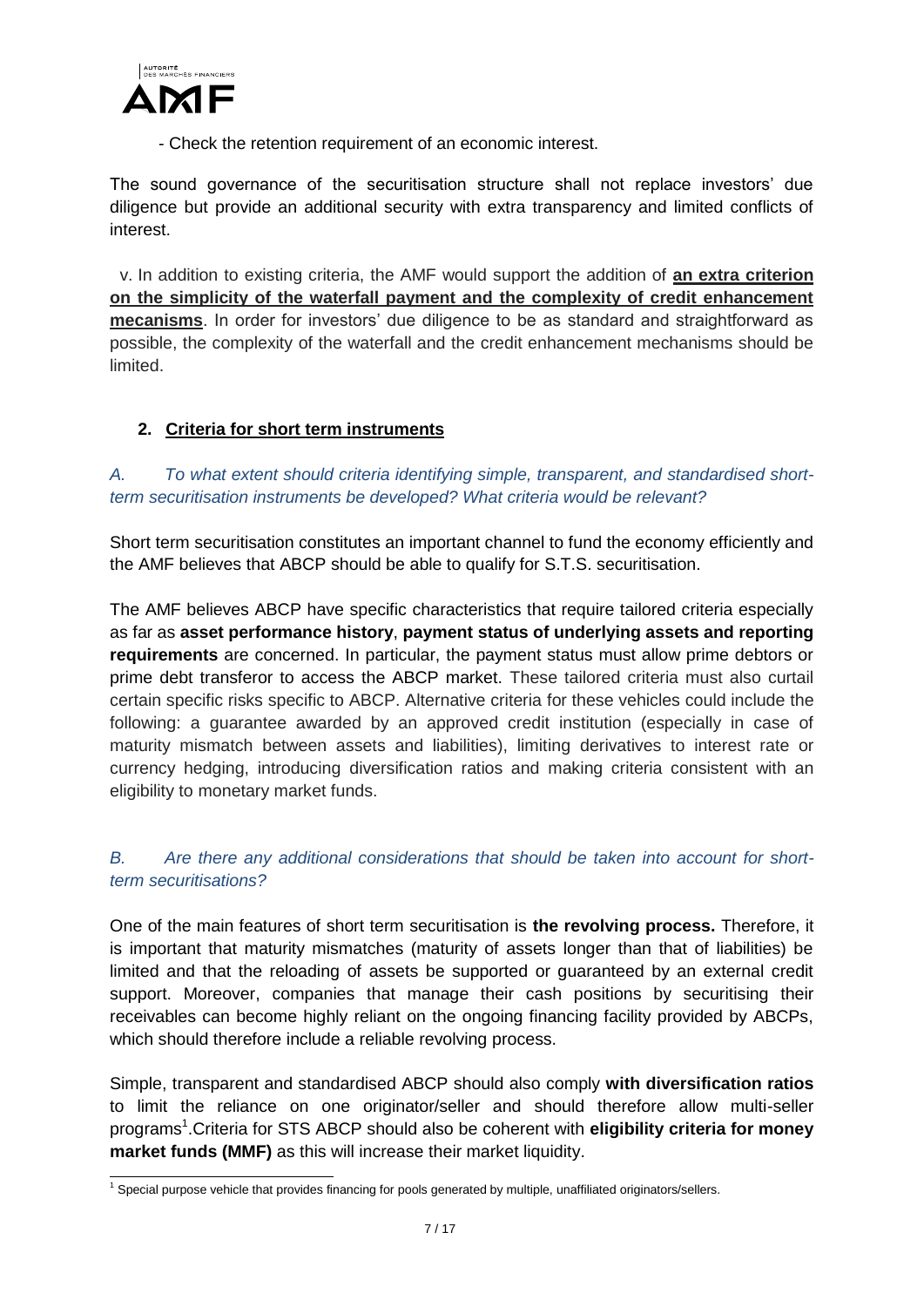- Check the retention requirement of an economic interest.

The sound governance of the securitisation structure shall not replace investors' due diligence but provide an additional security with extra transparency and limited conflicts of interest.

v. In addition to existing criteria, the AMF would support the addition of **an extra criterion on the simplicity of the waterfall payment and the complexity of credit enhancement mecanisms**. In order for investors' due diligence to be as standard and straightforward as possible, the complexity of the waterfall and the credit enhancement mechanisms should be limited.

## 2. Criteria for short term instruments

*A. To what extent should criteria identifying simple, transparent, and standardised short-term securitisation instruments be developed? What criteria would be relevant?*

Short term securitisation constitutes an important channel to fund the economy efficiently and the AMF believes that ABCP should be able to qualify for S.T.S. securitisation.

The AMF believes ABCP have specific characteristics that require tailored criteria especially as far as **asset performance history**, **payment status of underlying assets and reporting requirements** are concerned. In particular, the payment status must allow prime debtors or prime debt transferor to access the ABCP market. These tailored criteria must also curtail certain specific risks specific to ABCP. Alternative criteria for these vehicles could include the following: a guarantee awarded by an approved credit institution (especially in case of maturity mismatch between assets and liabilities), limiting derivatives to interest rate or currency hedging, introducing diversification ratios and making criteria consistent with an eligibility to monetary market funds.

*B. Are there any additional considerations that should be taken into account for short-term securitisations?*

One of the main features of short term securitisation is **the revolving process.** Therefore, it is important that maturity mismatches (maturity of assets longer than that of liabilities) be limited and that the reloading of assets be supported or guaranteed by an external credit support. Moreover, companies that manage their cash positions by securitising their receivables can become highly reliant on the ongoing financing facility provided by ABCPs, which should therefore include a reliable revolving process.

Simple, transparent and standardised ABCP should also comply **with diversification ratios** to limit the reliance on one originator/seller and should therefore allow multi-seller programs[1].Criteria for STS ABCP should also be coherent with **eligibility criteria for money market funds (MMF)** as this will increase their market liquidity.

[1] Special purpose vehicle that provides financing for pools generated by multiple, unaffiliated originators/sellers.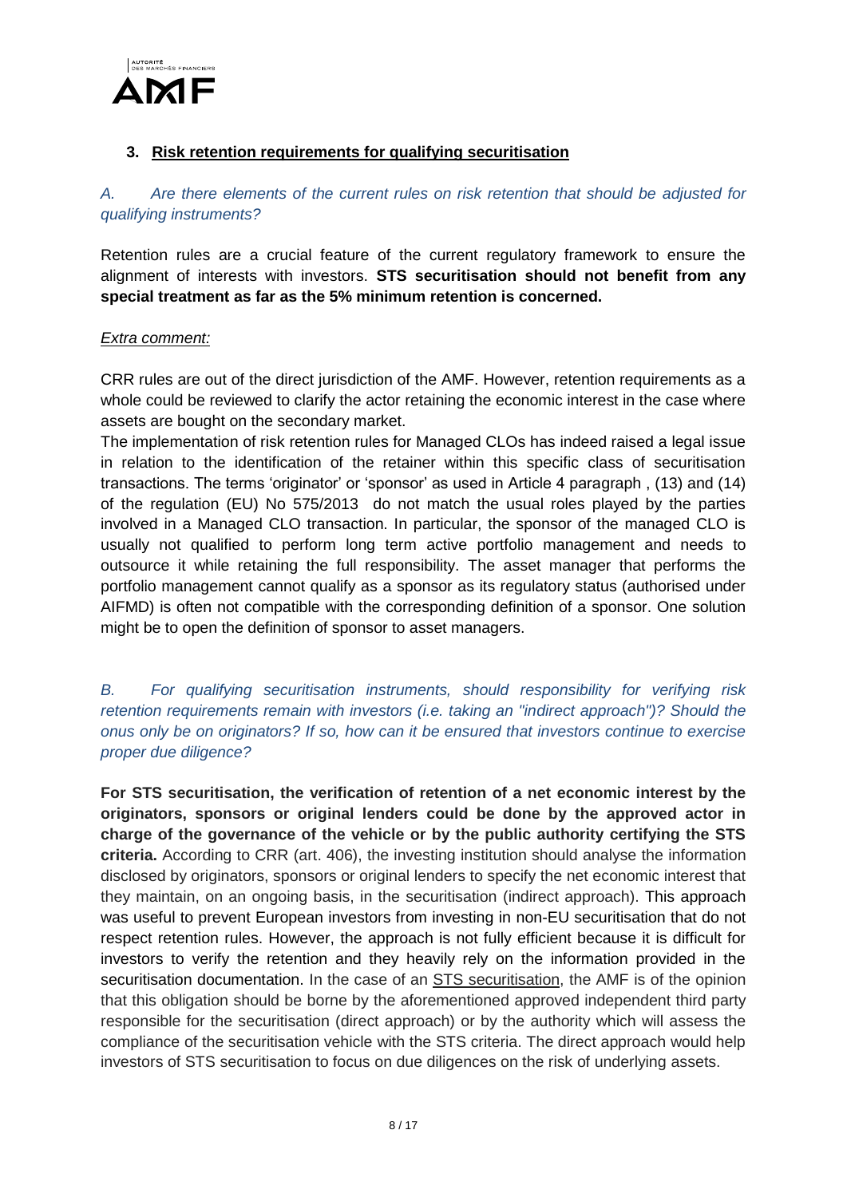### 3. Risk retention requirements for qualifying securitisation

*A. Are there elements of the current rules on risk retention that should be adjusted for qualifying instruments?*

Retention rules are a crucial feature of the current regulatory framework to ensure the alignment of interests with investors. **STS securitisation should not benefit from any special treatment as far as the 5% minimum retention is concerned.**

*Extra comment:*

CRR rules are out of the direct jurisdiction of the AMF. However, retention requirements as a whole could be reviewed to clarify the actor retaining the economic interest in the case where assets are bought on the secondary market.

The implementation of risk retention rules for Managed CLOs has indeed raised a legal issue in relation to the identification of the retainer within this specific class of securitisation transactions. The terms 'originator' or 'sponsor' as used in Article 4 paragraph , (13) and (14) of the regulation (EU) No 575/2013 do not match the usual roles played by the parties involved in a Managed CLO transaction. In particular, the sponsor of the managed CLO is usually not qualified to perform long term active portfolio management and needs to outsource it while retaining the full responsibility. The asset manager that performs the portfolio management cannot qualify as a sponsor as its regulatory status (authorised under AIFMD) is often not compatible with the corresponding definition of a sponsor. One solution might be to open the definition of sponsor to asset managers.

*B. For qualifying securitisation instruments, should responsibility for verifying risk retention requirements remain with investors (i.e. taking an "indirect approach")? Should the onus only be on originators? If so, how can it be ensured that investors continue to exercise proper due diligence?*

**For STS securitisation, the verification of retention of a net economic interest by the originators, sponsors or original lenders could be done by the approved actor in charge of the governance of the vehicle or by the public authority certifying the STS criteria.** According to CRR (art. 406), the investing institution should analyse the information disclosed by originators, sponsors or original lenders to specify the net economic interest that they maintain, on an ongoing basis, in the securitisation (indirect approach). This approach was useful to prevent European investors from investing in non-EU securitisation that do not respect retention rules. However, the approach is not fully efficient because it is difficult for investors to verify the retention and they heavily rely on the information provided in the securitisation documentation. In the case of an STS securitisation, the AMF is of the opinion that this obligation should be borne by the aforementioned approved independent third party responsible for the securitisation (direct approach) or by the authority which will assess the compliance of the securitisation vehicle with the STS criteria. The direct approach would help investors of STS securitisation to focus on due diligences on the risk of underlying assets.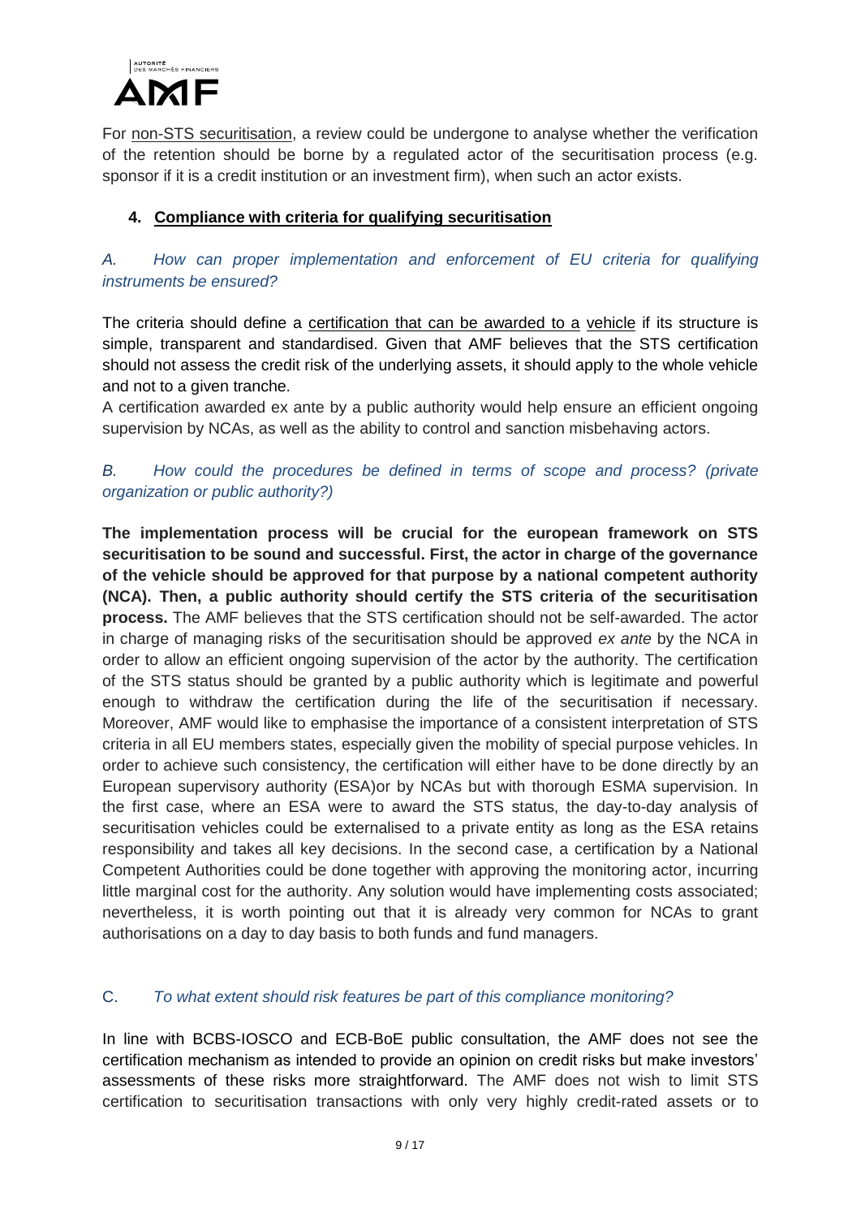For non-STS securitisation, a review could be undergone to analyse whether the verification of the retention should be borne by a regulated actor of the securitisation process (e.g. sponsor if it is a credit institution or an investment firm), when such an actor exists.

## 4. Compliance with criteria for qualifying securitisation

*A. How can proper implementation and enforcement of EU criteria for qualifying instruments be ensured?*

The criteria should define a certification that can be awarded to a vehicle if its structure is simple, transparent and standardised. Given that AMF believes that the STS certification should not assess the credit risk of the underlying assets, it should apply to the whole vehicle and not to a given tranche.
A certification awarded ex ante by a public authority would help ensure an efficient ongoing supervision by NCAs, as well as the ability to control and sanction misbehaving actors.

*B. How could the procedures be defined in terms of scope and process? (private organization or public authority?)*

**The implementation process will be crucial for the european framework on STS securitisation to be sound and successful. First, the actor in charge of the governance of the vehicle should be approved for that purpose by a national competent authority (NCA). Then, a public authority should certify the STS criteria of the securitisation process.** The AMF believes that the STS certification should not be self-awarded. The actor in charge of managing risks of the securitisation should be approved *ex ante* by the NCA in order to allow an efficient ongoing supervision of the actor by the authority. The certification of the STS status should be granted by a public authority which is legitimate and powerful enough to withdraw the certification during the life of the securitisation if necessary. Moreover, AMF would like to emphasise the importance of a consistent interpretation of STS criteria in all EU members states, especially given the mobility of special purpose vehicles. In order to achieve such consistency, the certification will either have to be done directly by an European supervisory authority (ESA)or by NCAs but with thorough ESMA supervision. In the first case, where an ESA were to award the STS status, the day-to-day analysis of securitisation vehicles could be externalised to a private entity as long as the ESA retains responsibility and takes all key decisions. In the second case, a certification by a National Competent Authorities could be done together with approving the monitoring actor, incurring little marginal cost for the authority. Any solution would have implementing costs associated; nevertheless, it is worth pointing out that it is already very common for NCAs to grant authorisations on a day to day basis to both funds and fund managers.

C. *To what extent should risk features be part of this compliance monitoring?*

In line with BCBS-IOSCO and ECB-BoE public consultation, the AMF does not see the certification mechanism as intended to provide an opinion on credit risks but make investors' assessments of these risks more straightforward. The AMF does not wish to limit STS certification to securitisation transactions with only very highly credit-rated assets or to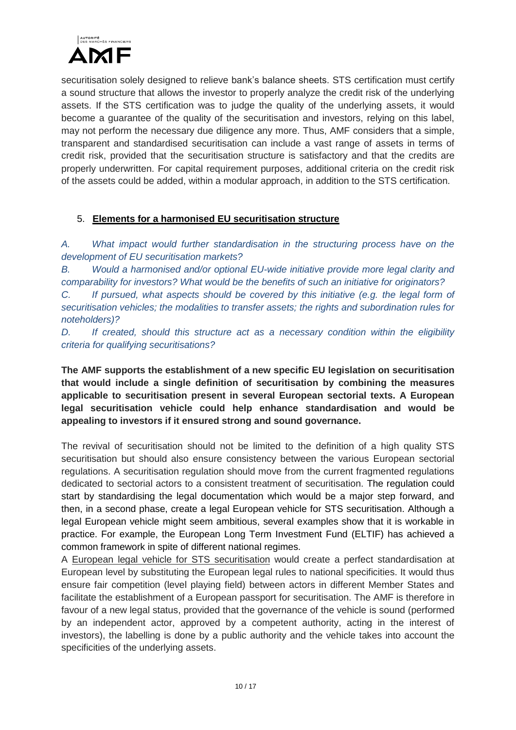securitisation solely designed to relieve bank's balance sheets. STS certification must certify a sound structure that allows the investor to properly analyze the credit risk of the underlying assets. If the STS certification was to judge the quality of the underlying assets, it would become a guarantee of the quality of the securitisation and investors, relying on this label, may not perform the necessary due diligence any more. Thus, AMF considers that a simple, transparent and standardised securitisation can include a vast range of assets in terms of credit risk, provided that the securitisation structure is satisfactory and that the credits are properly underwritten. For capital requirement purposes, additional criteria on the credit risk of the assets could be added, within a modular approach, in addition to the STS certification.

## 5. Elements for a harmonised EU securitisation structure

*A. What impact would further standardisation in the structuring process have on the development of EU securitisation markets?*

*B. Would a harmonised and/or optional EU-wide initiative provide more legal clarity and comparability for investors? What would be the benefits of such an initiative for originators?*

*C. If pursued, what aspects should be covered by this initiative (e.g. the legal form of securitisation vehicles; the modalities to transfer assets; the rights and subordination rules for noteholders)?*

*D. If created, should this structure act as a necessary condition within the eligibility criteria for qualifying securitisations?*

**The AMF supports the establishment of a new specific EU legislation on securitisation that would include a single definition of securitisation by combining the measures applicable to securitisation present in several European sectorial texts. A European legal securitisation vehicle could help enhance standardisation and would be appealing to investors if it ensured strong and sound governance.**

The revival of securitisation should not be limited to the definition of a high quality STS securitisation but should also ensure consistency between the various European sectorial regulations. A securitisation regulation should move from the current fragmented regulations dedicated to sectorial actors to a consistent treatment of securitisation. The regulation could start by standardising the legal documentation which would be a major step forward, and then, in a second phase, create a legal European vehicle for STS securitisation. Although a legal European vehicle might seem ambitious, several examples show that it is workable in practice. For example, the European Long Term Investment Fund (ELTIF) has achieved a common framework in spite of different national regimes.

A European legal vehicle for STS securitisation would create a perfect standardisation at European level by substituting the European legal rules to national specificities. It would thus ensure fair competition (level playing field) between actors in different Member States and facilitate the establishment of a European passport for securitisation. The AMF is therefore in favour of a new legal status, provided that the governance of the vehicle is sound (performed by an independent actor, approved by a competent authority, acting in the interest of investors), the labelling is done by a public authority and the vehicle takes into account the specificities of the underlying assets.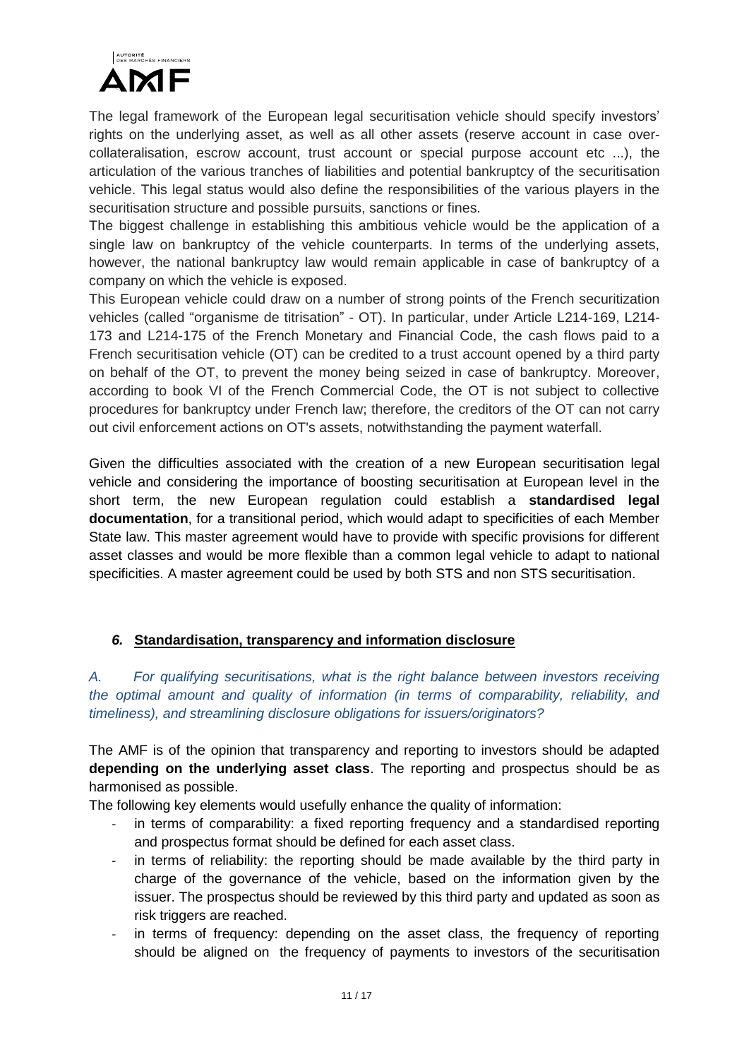The legal framework of the European legal securitisation vehicle should specify investors' rights on the underlying asset, as well as all other assets (reserve account in case over-collateralisation, escrow account, trust account or special purpose account etc ...), the articulation of the various tranches of liabilities and potential bankruptcy of the securitisation vehicle. This legal status would also define the responsibilities of the various players in the securitisation structure and possible pursuits, sanctions or fines.

The biggest challenge in establishing this ambitious vehicle would be the application of a single law on bankruptcy of the vehicle counterparts. In terms of the underlying assets, however, the national bankruptcy law would remain applicable in case of bankruptcy of a company on which the vehicle is exposed.

This European vehicle could draw on a number of strong points of the French securitization vehicles (called "organisme de titrisation" - OT). In particular, under Article L214-169, L214-173 and L214-175 of the French Monetary and Financial Code, the cash flows paid to a French securitisation vehicle (OT) can be credited to a trust account opened by a third party on behalf of the OT, to prevent the money being seized in case of bankruptcy. Moreover, according to book VI of the French Commercial Code, the OT is not subject to collective procedures for bankruptcy under French law; therefore, the creditors of the OT can not carry out civil enforcement actions on OT's assets, notwithstanding the payment waterfall.

Given the difficulties associated with the creation of a new European securitisation legal vehicle and considering the importance of boosting securitisation at European level in the short term, the new European regulation could establish a **standardised legal documentation**, for a transitional period, which would adapt to specificities of each Member State law. This master agreement would have to provide with specific provisions for different asset classes and would be more flexible than a common legal vehicle to adapt to national specificities. A master agreement could be used by both STS and non STS securitisation.

## *6.* Standardisation, transparency and information disclosure

*A. For qualifying securitisations, what is the right balance between investors receiving the optimal amount and quality of information (in terms of comparability, reliability, and timeliness), and streamlining disclosure obligations for issuers/originators?*

The AMF is of the opinion that transparency and reporting to investors should be adapted **depending on the underlying asset class**. The reporting and prospectus should be as harmonised as possible.

The following key elements would usefully enhance the quality of information:

- in terms of comparability: a fixed reporting frequency and a standardised reporting and prospectus format should be defined for each asset class.
- in terms of reliability: the reporting should be made available by the third party in charge of the governance of the vehicle, based on the information given by the issuer. The prospectus should be reviewed by this third party and updated as soon as risk triggers are reached.
- in terms of frequency: depending on the asset class, the frequency of reporting should be aligned on the frequency of payments to investors of the securitisation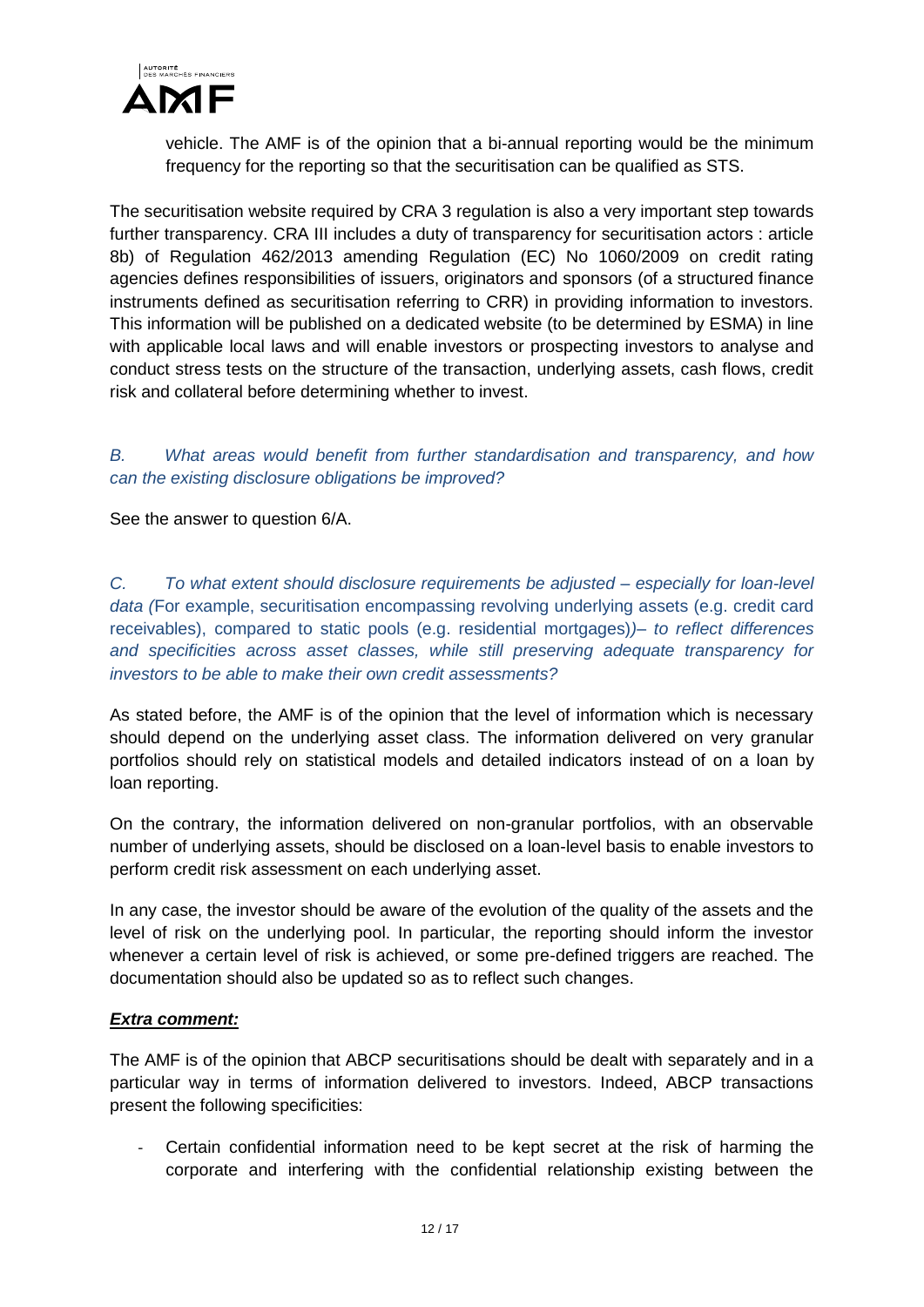vehicle. The AMF is of the opinion that a bi-annual reporting would be the minimum frequency for the reporting so that the securitisation can be qualified as STS.

The securitisation website required by CRA 3 regulation is also a very important step towards further transparency. CRA III includes a duty of transparency for securitisation actors : article 8b) of Regulation 462/2013 amending Regulation (EC) No 1060/2009 on credit rating agencies defines responsibilities of issuers, originators and sponsors (of a structured finance instruments defined as securitisation referring to CRR) in providing information to investors. This information will be published on a dedicated website (to be determined by ESMA) in line with applicable local laws and will enable investors or prospecting investors to analyse and conduct stress tests on the structure of the transaction, underlying assets, cash flows, credit risk and collateral before determining whether to invest.

*B. What areas would benefit from further standardisation and transparency, and how can the existing disclosure obligations be improved?*

See the answer to question 6/A.

*C. To what extent should disclosure requirements be adjusted – especially for loan-level data (*For example, securitisation encompassing revolving underlying assets (e.g. credit card receivables), compared to static pools (e.g. residential mortgages)*)– to reflect differences and specificities across asset classes, while still preserving adequate transparency for investors to be able to make their own credit assessments?*

As stated before, the AMF is of the opinion that the level of information which is necessary should depend on the underlying asset class. The information delivered on very granular portfolios should rely on statistical models and detailed indicators instead of on a loan by loan reporting.

On the contrary, the information delivered on non-granular portfolios, with an observable number of underlying assets, should be disclosed on a loan-level basis to enable investors to perform credit risk assessment on each underlying asset.

In any case, the investor should be aware of the evolution of the quality of the assets and the level of risk on the underlying pool. In particular, the reporting should inform the investor whenever a certain level of risk is achieved, or some pre-defined triggers are reached. The documentation should also be updated so as to reflect such changes.

***Extra comment:***

The AMF is of the opinion that ABCP securitisations should be dealt with separately and in a particular way in terms of information delivered to investors. Indeed, ABCP transactions present the following specificities:

- Certain confidential information need to be kept secret at the risk of harming the corporate and interfering with the confidential relationship existing between the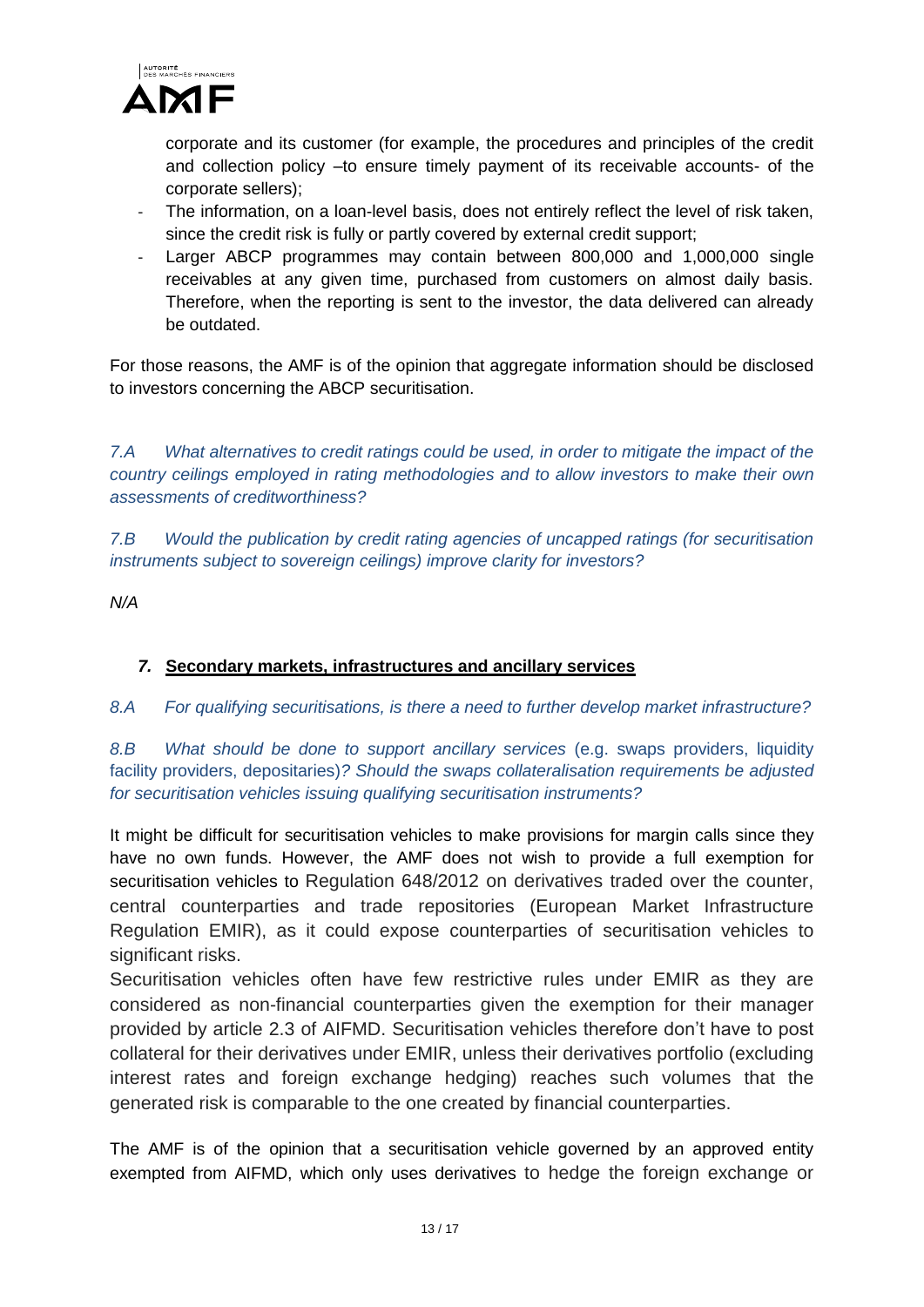corporate and its customer (for example, the procedures and principles of the credit and collection policy –to ensure timely payment of its receivable accounts- of the corporate sellers);

- The information, on a loan-level basis, does not entirely reflect the level of risk taken, since the credit risk is fully or partly covered by external credit support;
- Larger ABCP programmes may contain between 800,000 and 1,000,000 single receivables at any given time, purchased from customers on almost daily basis. Therefore, when the reporting is sent to the investor, the data delivered can already be outdated.

For those reasons, the AMF is of the opinion that aggregate information should be disclosed to investors concerning the ABCP securitisation.

*7.A What alternatives to credit ratings could be used, in order to mitigate the impact of the country ceilings employed in rating methodologies and to allow investors to make their own assessments of creditworthiness?*

*7.B Would the publication by credit rating agencies of uncapped ratings (for securitisation instruments subject to sovereign ceilings) improve clarity for investors?*

*N/A*

### *7.* **Secondary markets, infrastructures and ancillary services**

*8.A For qualifying securitisations, is there a need to further develop market infrastructure?*

*8.B What should be done to support ancillary services* (e.g. swaps providers, liquidity facility providers, depositaries)*? Should the swaps collateralisation requirements be adjusted for securitisation vehicles issuing qualifying securitisation instruments?*

It might be difficult for securitisation vehicles to make provisions for margin calls since they have no own funds. However, the AMF does not wish to provide a full exemption for securitisation vehicles to Regulation 648/2012 on derivatives traded over the counter, central counterparties and trade repositories (European Market Infrastructure Regulation EMIR), as it could expose counterparties of securitisation vehicles to significant risks.
Securitisation vehicles often have few restrictive rules under EMIR as they are considered as non-financial counterparties given the exemption for their manager provided by article 2.3 of AIFMD. Securitisation vehicles therefore don't have to post collateral for their derivatives under EMIR, unless their derivatives portfolio (excluding interest rates and foreign exchange hedging) reaches such volumes that the generated risk is comparable to the one created by financial counterparties.

The AMF is of the opinion that a securitisation vehicle governed by an approved entity exempted from AIFMD, which only uses derivatives to hedge the foreign exchange or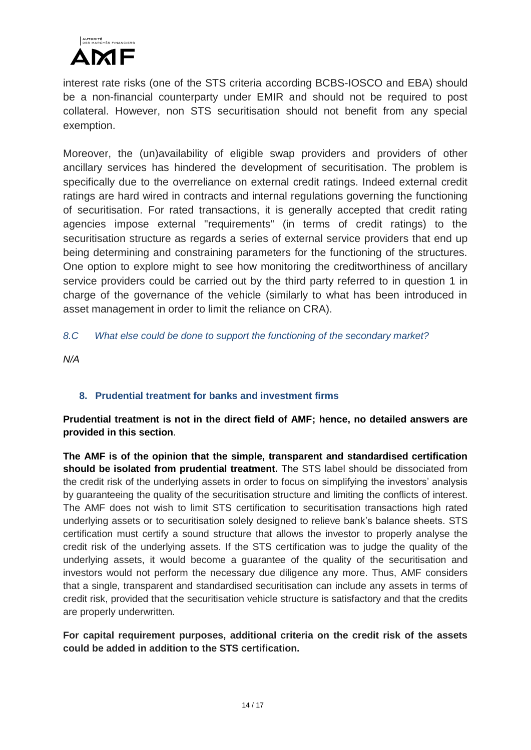interest rate risks (one of the STS criteria according BCBS-IOSCO and EBA) should be a non-financial counterparty under EMIR and should not be required to post collateral. However, non STS securitisation should not benefit from any special exemption.

Moreover, the (un)availability of eligible swap providers and providers of other ancillary services has hindered the development of securitisation. The problem is specifically due to the overreliance on external credit ratings. Indeed external credit ratings are hard wired in contracts and internal regulations governing the functioning of securitisation. For rated transactions, it is generally accepted that credit rating agencies impose external "requirements" (in terms of credit ratings) to the securitisation structure as regards a series of external service providers that end up being determining and constraining parameters for the functioning of the structures. One option to explore might to see how monitoring the creditworthiness of ancillary service providers could be carried out by the third party referred to in question 1 in charge of the governance of the vehicle (similarly to what has been introduced in asset management in order to limit the reliance on CRA).

*8.C What else could be done to support the functioning of the secondary market?*

*N/A*

### 8. Prudential treatment for banks and investment firms

**Prudential treatment is not in the direct field of AMF; hence, no detailed answers are provided in this section**.

**The AMF is of the opinion that the simple, transparent and standardised certification should be isolated from prudential treatment.** The STS label should be dissociated from the credit risk of the underlying assets in order to focus on simplifying the investors' analysis by guaranteeing the quality of the securitisation structure and limiting the conflicts of interest. The AMF does not wish to limit STS certification to securitisation transactions high rated underlying assets or to securitisation solely designed to relieve bank's balance sheets. STS certification must certify a sound structure that allows the investor to properly analyse the credit risk of the underlying assets. If the STS certification was to judge the quality of the underlying assets, it would become a guarantee of the quality of the securitisation and investors would not perform the necessary due diligence any more. Thus, AMF considers that a single, transparent and standardised securitisation can include any assets in terms of credit risk, provided that the securitisation vehicle structure is satisfactory and that the credits are properly underwritten.

**For capital requirement purposes, additional criteria on the credit risk of the assets could be added in addition to the STS certification.**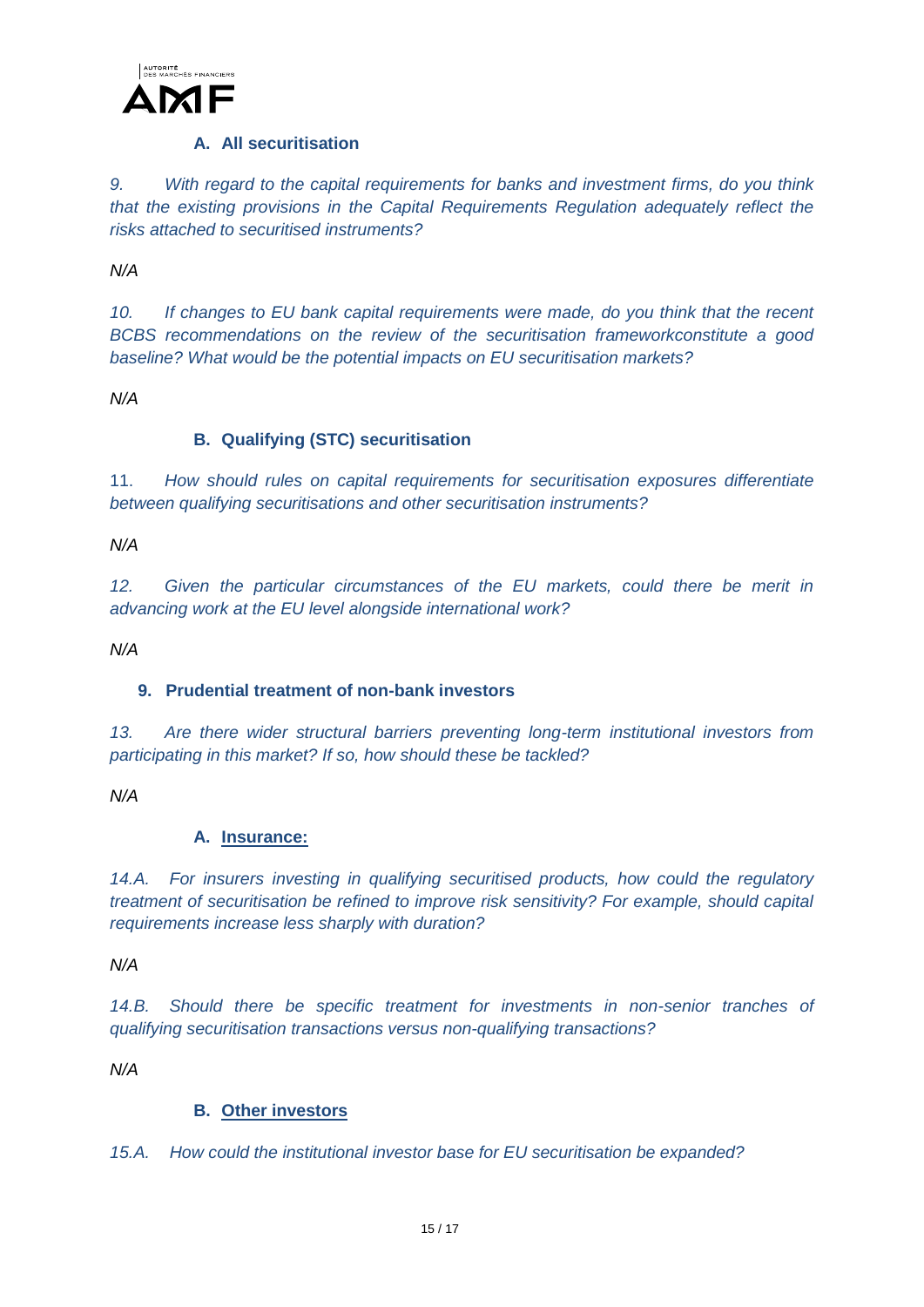### A. All securitisation

*9. With regard to the capital requirements for banks and investment firms, do you think that the existing provisions in the Capital Requirements Regulation adequately reflect the risks attached to securitised instruments?*

*N/A*

*10. If changes to EU bank capital requirements were made, do you think that the recent BCBS recommendations on the review of the securitisation frameworkconstitute a good baseline? What would be the potential impacts on EU securitisation markets?*

*N/A*

### B. Qualifying (STC) securitisation

11. *How should rules on capital requirements for securitisation exposures differentiate between qualifying securitisations and other securitisation instruments?*

*N/A*

*12. Given the particular circumstances of the EU markets, could there be merit in advancing work at the EU level alongside international work?*

*N/A*

## 9. Prudential treatment of non-bank investors

*13. Are there wider structural barriers preventing long-term institutional investors from participating in this market? If so, how should these be tackled?*

*N/A*

### A. Insurance:

*14.A. For insurers investing in qualifying securitised products, how could the regulatory treatment of securitisation be refined to improve risk sensitivity? For example, should capital requirements increase less sharply with duration?*

*N/A*

*14.B. Should there be specific treatment for investments in non-senior tranches of qualifying securitisation transactions versus non-qualifying transactions?*

*N/A*

### B. Other investors

*15.A. How could the institutional investor base for EU securitisation be expanded?*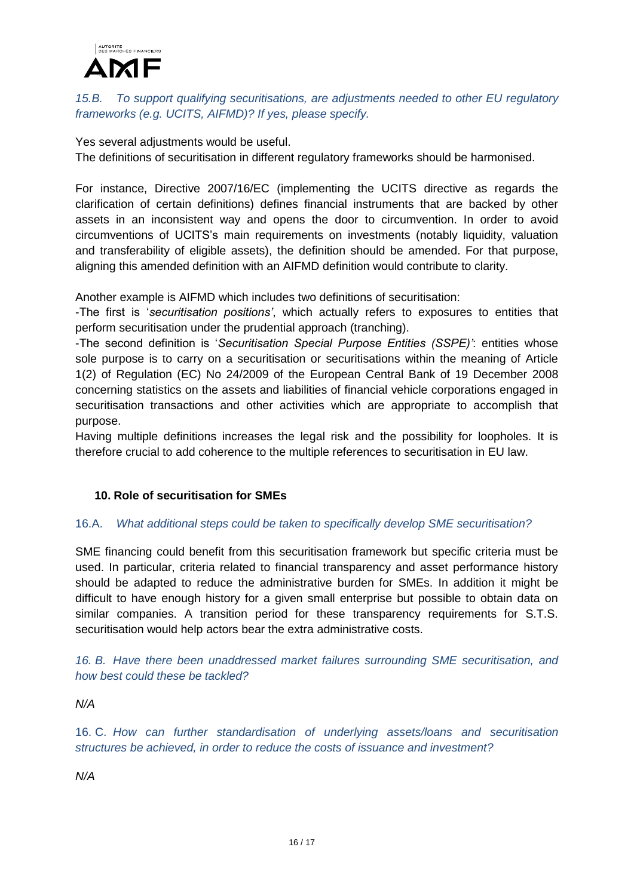*15.B. To support qualifying securitisations, are adjustments needed to other EU regulatory frameworks (e.g. UCITS, AIFMD)? If yes, please specify.*

Yes several adjustments would be useful.
The definitions of securitisation in different regulatory frameworks should be harmonised.

For instance, Directive 2007/16/EC (implementing the UCITS directive as regards the clarification of certain definitions) defines financial instruments that are backed by other assets in an inconsistent way and opens the door to circumvention. In order to avoid circumventions of UCITS's main requirements on investments (notably liquidity, valuation and transferability of eligible assets), the definition should be amended. For that purpose, aligning this amended definition with an AIFMD definition would contribute to clarity.

Another example is AIFMD which includes two definitions of securitisation:
-The first is '*securitisation positions'*, which actually refers to exposures to entities that perform securitisation under the prudential approach (tranching).
-The second definition is '*Securitisation Special Purpose Entities (SSPE)'*: entities whose sole purpose is to carry on a securitisation or securitisations within the meaning of Article 1(2) of Regulation (EC) No 24/2009 of the European Central Bank of 19 December 2008 concerning statistics on the assets and liabilities of financial vehicle corporations engaged in securitisation transactions and other activities which are appropriate to accomplish that purpose.
Having multiple definitions increases the legal risk and the possibility for loopholes. It is therefore crucial to add coherence to the multiple references to securitisation in EU law.

## 10. Role of securitisation for SMEs

16.A. *What additional steps could be taken to specifically develop SME securitisation?*

SME financing could benefit from this securitisation framework but specific criteria must be used. In particular, criteria related to financial transparency and asset performance history should be adapted to reduce the administrative burden for SMEs. In addition it might be difficult to have enough history for a given small enterprise but possible to obtain data on similar companies. A transition period for these transparency requirements for S.T.S. securitisation would help actors bear the extra administrative costs.

*16. B. Have there been unaddressed market failures surrounding SME securitisation, and how best could these be tackled?*

*N/A*

16. C. *How can further standardisation of underlying assets/loans and securitisation structures be achieved, in order to reduce the costs of issuance and investment?*

*N/A*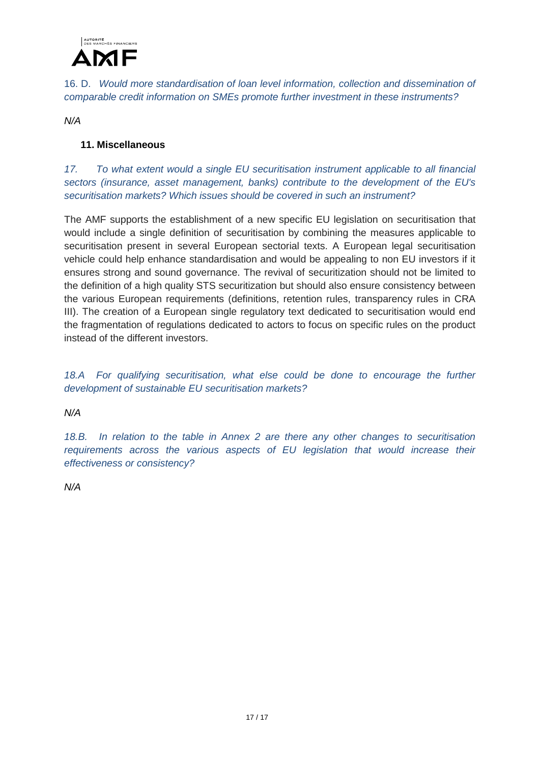16. D. *Would more standardisation of loan level information, collection and dissemination of comparable credit information on SMEs promote further investment in these instruments?*

*N/A*

### 11. Miscellaneous

*17. To what extent would a single EU securitisation instrument applicable to all financial sectors (insurance, asset management, banks) contribute to the development of the EU's securitisation markets? Which issues should be covered in such an instrument?*

The AMF supports the establishment of a new specific EU legislation on securitisation that would include a single definition of securitisation by combining the measures applicable to securitisation present in several European sectorial texts. A European legal securitisation vehicle could help enhance standardisation and would be appealing to non EU investors if it ensures strong and sound governance. The revival of securitization should not be limited to the definition of a high quality STS securitization but should also ensure consistency between the various European requirements (definitions, retention rules, transparency rules in CRA III). The creation of a European single regulatory text dedicated to securitisation would end the fragmentation of regulations dedicated to actors to focus on specific rules on the product instead of the different investors.

*18.A For qualifying securitisation, what else could be done to encourage the further development of sustainable EU securitisation markets?*

*N/A*

*18.B. In relation to the table in Annex 2 are there any other changes to securitisation requirements across the various aspects of EU legislation that would increase their effectiveness or consistency?*

*N/A*